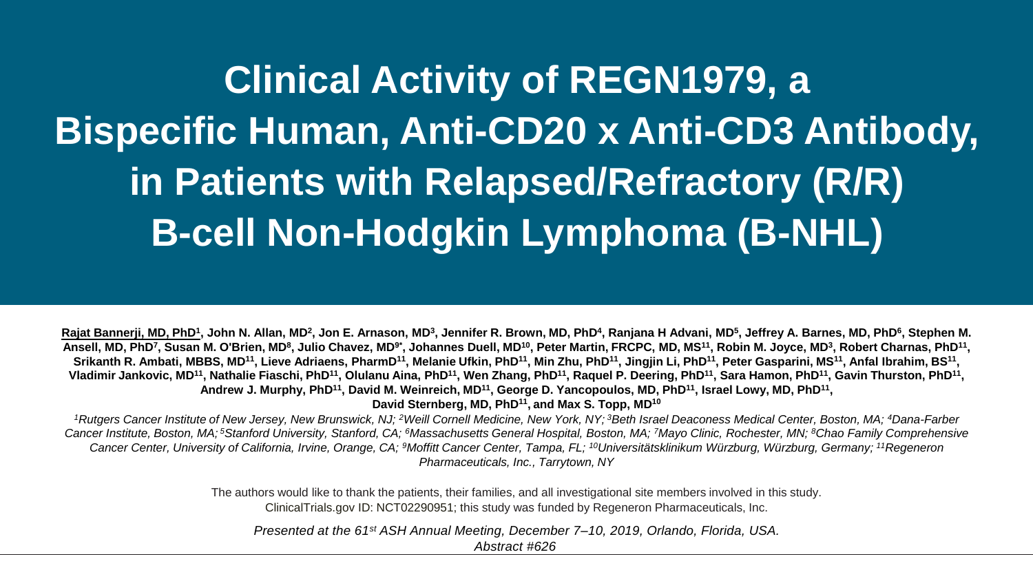# Clinical Activity of REGN1979, a Bispecific Human, Anti-CD20 x Anti-CD3 Antibody, in Patients with Relapsed/Refractory (R/R) B-cell Non-Hodgkin Lymphoma (B-NHL)

**Rajat Bannerji, MD, PhD[1], John N. Allan, MD[2], Jon E. Arnason, MD[3], Jennifer R. Brown, MD, PhD[4], Ranjana H Advani, MD[5], Jeffrey A. Barnes, MD, PhD[6], Stephen M. Ansell, MD, PhD[7], Susan M. O'Brien, MD[8], Julio Chavez, MD[9*], Johannes Duell, MD[10], Peter Martin, FRCPC, MD, MS[11], Robin M. Joyce, MD[3], Robert Charnas, PhD[11], Srikanth R. Ambati, MBBS, MD[11], Lieve Adriaens, PharmD[11], Melanie Ufkin, PhD[11], Min Zhu, PhD[11], Jingjin Li, PhD[11], Peter Gasparini, MS[11], Anfal Ibrahim, BS[11], Vladimir Jankovic, MD[11], Nathalie Fiaschi, PhD[11], Olulanu Aina, PhD[11], Wen Zhang, PhD[11], Raquel P. Deering, PhD[11], Sara Hamon, PhD[11], Gavin Thurston, PhD[11], Andrew J. Murphy, PhD[11], David M. Weinreich, MD[11], George D. Yancopoulos, MD, PhD[11], Israel Lowy, MD, PhD[11], David Sternberg, MD, PhD[11], and Max S. Topp, MD[10]**

*[1]Rutgers Cancer Institute of New Jersey, New Brunswick, NJ; [2]Weill Cornell Medicine, New York, NY; [3]Beth Israel Deaconess Medical Center, Boston, MA; [4]Dana-Farber Cancer Institute, Boston, MA; [5]Stanford University, Stanford, CA; [6]Massachusetts General Hospital, Boston, MA; [7]Mayo Clinic, Rochester, MN; [8]Chao Family Comprehensive Cancer Center, University of California, Irvine, Orange, CA; [9]Moffitt Cancer Center, Tampa, FL; [10]Universitätsklinikum Würzburg, Würzburg, Germany; [11]Regeneron Pharmaceuticals, Inc., Tarrytown, NY*

The authors would like to thank the patients, their families, and all investigational site members involved in this study.
ClinicalTrials.gov ID: NCT02290951; this study was funded by Regeneron Pharmaceuticals, Inc.

*Presented at the 61st ASH Annual Meeting, December 7–10, 2019, Orlando, Florida, USA.*
*Abstract #626*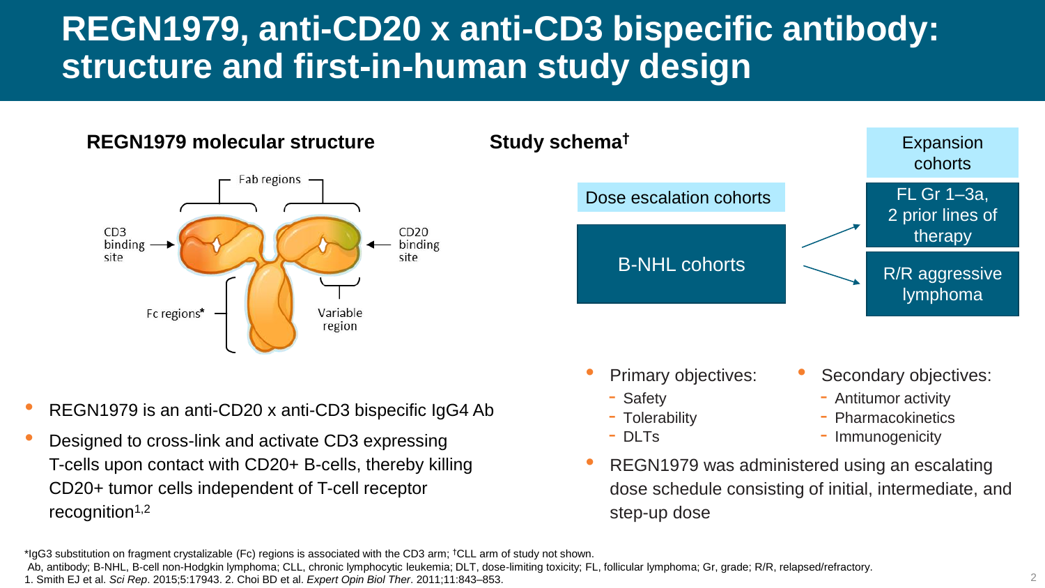# REGN1979, anti-CD20 x anti-CD3 bispecific antibody: structure and first-in-human study design

### REGN1979 molecular structure

Fab regions

CD3 binding site

CD20 binding site

Fc regions*

Variable region

- REGN1979 is an anti-CD20 x anti-CD3 bispecific IgG4 Ab
- Designed to cross-link and activate CD3 expressing T-cells upon contact with CD20+ B-cells, thereby killing CD20+ tumor cells independent of T-cell receptor recognition[1,2]

### Study schema†

Dose escalation cohorts

B-NHL cohorts

Expansion cohorts

- FL Gr 1–3a, 2 prior lines of therapy
- R/R aggressive lymphoma

- Primary objectives:
  - Safety
  - Tolerability
  - DLTs
- Secondary objectives:
  - Antitumor activity
  - Pharmacokinetics
  - Immunogenicity
- REGN1979 was administered using an escalating dose schedule consisting of initial, intermediate, and step-up dose

*IgG3 substitution on fragment crystalizable (Fc) regions is associated with the CD3 arm; †CLL arm of study not shown.
Ab, antibody; B-NHL, B-cell non-Hodgkin lymphoma; CLL, chronic lymphocytic leukemia; DLT, dose-limiting toxicity; FL, follicular lymphoma; Gr, grade; R/R, relapsed/refractory.
1. Smith EJ et al. *Sci Rep*. 2015;5:17943. 2. Choi BD et al. *Expert Opin Biol Ther*. 2011;11:843–853.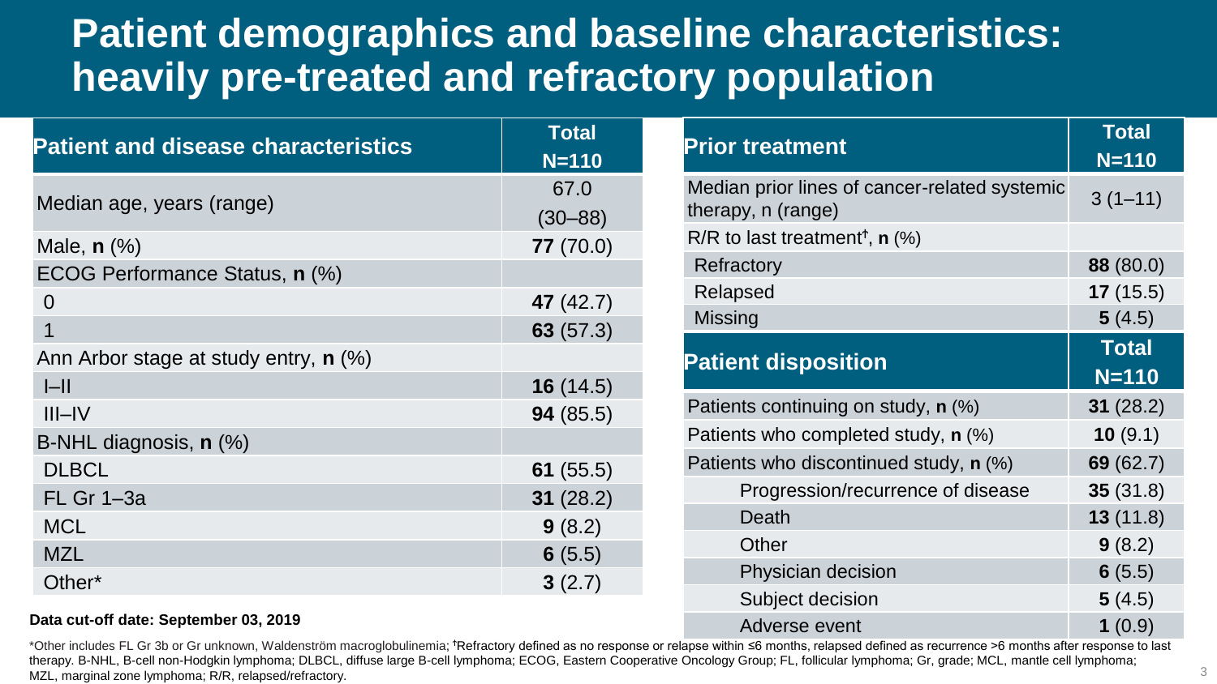# Patient demographics and baseline characteristics: heavily pre-treated and refractory population

| Patient and disease characteristics | Total N=110 |
| --- | --- |
| Median age, years (range) | 67.0 (30–88) |
| Male, **n** (%) | **77** (70.0) |
| ECOG Performance Status, **n** (%) | |
| 0 | **47** (42.7) |
| 1 | **63** (57.3) |
| Ann Arbor stage at study entry, **n** (%) | |
| I–II | **16** (14.5) |
| III–IV | **94** (85.5) |
| B-NHL diagnosis, **n** (%) | |
| DLBCL | **61** (55.5) |
| FL Gr 1–3a | **31** (28.2) |
| MCL | **9** (8.2) |
| MZL | **6** (5.5) |
| Other* | **3** (2.7) |

**Data cut-off date: September 03, 2019**

| Prior treatment | Total N=110 |
| --- | --- |
| Median prior lines of cancer-related systemic therapy, n (range) | 3 (1–11) |
| R/R to last treatment†, **n** (%) | |
| Refractory | **88** (80.0) |
| Relapsed | **17** (15.5) |
| Missing | **5** (4.5) |

| Patient disposition | Total N=110 |
| --- | --- |
| Patients continuing on study, **n** (%) | **31** (28.2) |
| Patients who completed study, **n** (%) | **10** (9.1) |
| Patients who discontinued study, **n** (%) | **69** (62.7) |
| Progression/recurrence of disease | **35** (31.8) |
| Death | **13** (11.8) |
| Other | **9** (8.2) |
| Physician decision | **6** (5.5) |
| Subject decision | **5** (4.5) |
| Adverse event | **1** (0.9) |

*Other includes FL Gr 3b or Gr unknown, Waldenström macroglobulinemia; †Refractory defined as no response or relapse within ≤6 months, relapsed defined as recurrence >6 months after response to last therapy. B-NHL, B-cell non-Hodgkin lymphoma; DLBCL, diffuse large B-cell lymphoma; ECOG, Eastern Cooperative Oncology Group; FL, follicular lymphoma; Gr, grade; MCL, mantle cell lymphoma; MZL, marginal zone lymphoma; R/R, relapsed/refractory.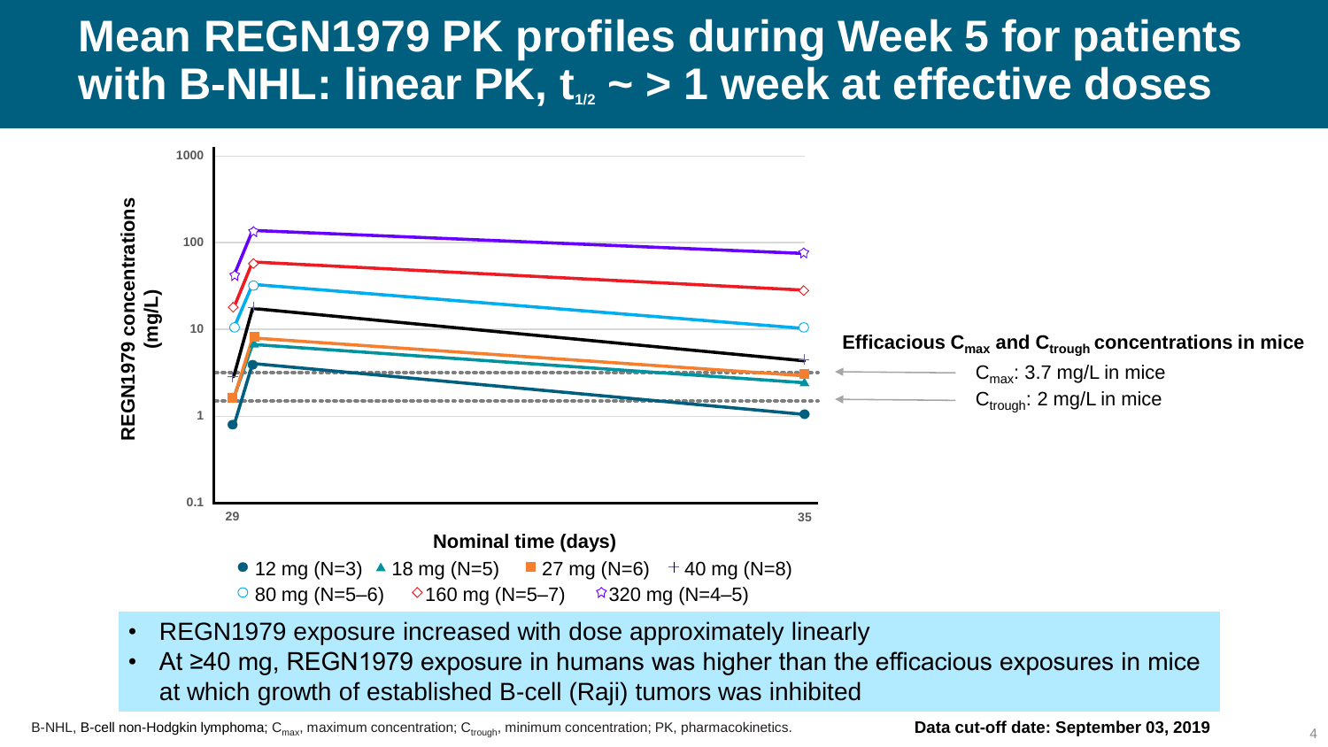# Mean REGN1979 PK profiles during Week 5 for patients with B-NHL: linear PK, $t_{1/2}$ ~ > 1 week at effective doses

REGN1979 concentrations (mg/L)

Nominal time (days)

● 12 mg (N=3) ▲ 18 mg (N=5) ■ 27 mg (N=6) + 40 mg (N=8)
○ 80 mg (N=5–6) ◇ 160 mg (N=5–7) ☆ 320 mg (N=4–5)

**Efficacious $C_{max}$ and $C_{trough}$ concentrations in mice**

$C_{max}$: 3.7 mg/L in mice

$C_{trough}$: 2 mg/L in mice

- REGN1979 exposure increased with dose approximately linearly
- At ≥40 mg, REGN1979 exposure in humans was higher than the efficacious exposures in mice at which growth of established B-cell (Raji) tumors was inhibited

B-NHL, B-cell non-Hodgkin lymphoma; $C_{max}$, maximum concentration; $C_{trough}$, minimum concentration; PK, pharmacokinetics.

**Data cut-off date: September 03, 2019**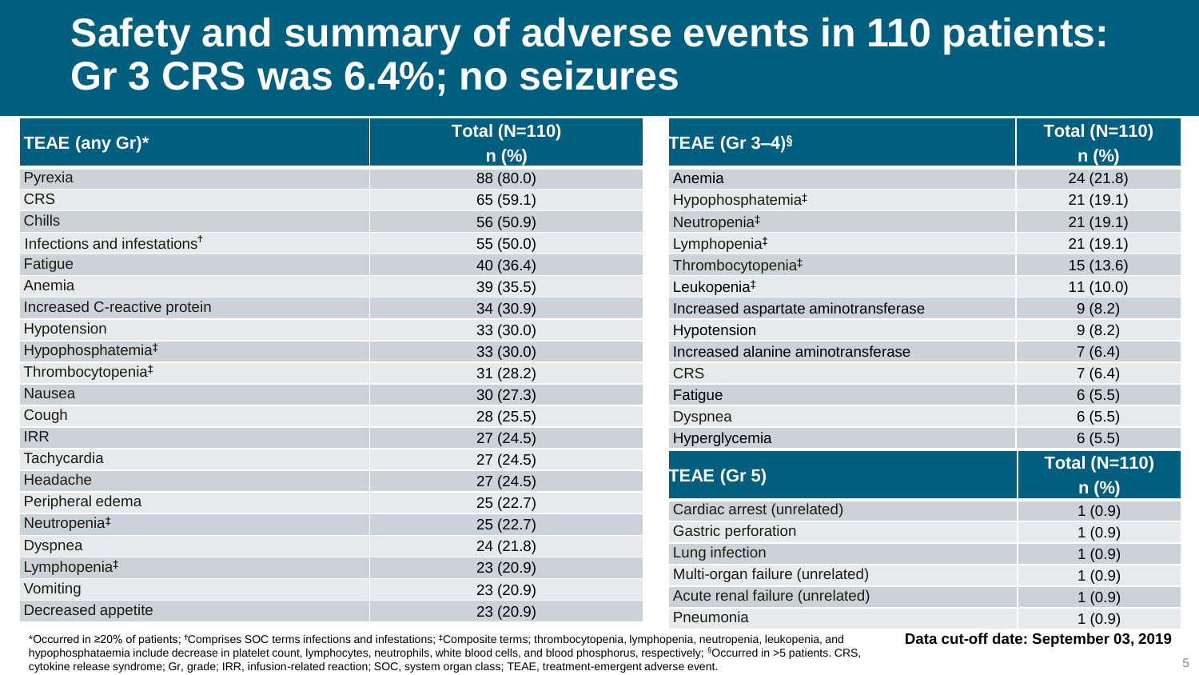# Safety and summary of adverse events in 110 patients: Gr 3 CRS was 6.4%; no seizures

| TEAE (any Gr)* | Total (N=110) n (%) |
|---|---|
| Pyrexia | 88 (80.0) |
| CRS | 65 (59.1) |
| Chills | 56 (50.9) |
| Infections and infestations[†] | 55 (50.0) |
| Fatigue | 40 (36.4) |
| Anemia | 39 (35.5) |
| Increased C-reactive protein | 34 (30.9) |
| Hypotension | 33 (30.0) |
| Hypophosphatemia[‡] | 33 (30.0) |
| Thrombocytopenia[‡] | 31 (28.2) |
| Nausea | 30 (27.3) |
| Cough | 28 (25.5) |
| IRR | 27 (24.5) |
| Tachycardia | 27 (24.5) |
| Headache | 27 (24.5) |
| Peripheral edema | 25 (22.7) |
| Neutropenia[‡] | 25 (22.7) |
| Dyspnea | 24 (21.8) |
| Lymphopenia[‡] | 23 (20.9) |
| Vomiting | 23 (20.9) |
| Decreased appetite | 23 (20.9) |

| TEAE (Gr 3–4)[§] | Total (N=110) n (%) |
|---|---|
| Anemia | 24 (21.8) |
| Hypophosphatemia[‡] | 21 (19.1) |
| Neutropenia[‡] | 21 (19.1) |
| Lymphopenia[‡] | 21 (19.1) |
| Thrombocytopenia[‡] | 15 (13.6) |
| Leukopenia[‡] | 11 (10.0) |
| Increased aspartate aminotransferase | 9 (8.2) |
| Hypotension | 9 (8.2) |
| Increased alanine aminotransferase | 7 (6.4) |
| CRS | 7 (6.4) |
| Fatigue | 6 (5.5) |
| Dyspnea | 6 (5.5) |
| Hyperglycemia | 6 (5.5) |

| TEAE (Gr 5) | Total (N=110) n (%) |
|---|---|
| Cardiac arrest (unrelated) | 1 (0.9) |
| Gastric perforation | 1 (0.9) |
| Lung infection | 1 (0.9) |
| Multi-organ failure (unrelated) | 1 (0.9) |
| Acute renal failure (unrelated) | 1 (0.9) |
| Pneumonia | 1 (0.9) |

*Occurred in ≥20% of patients; [†]Comprises SOC terms infections and infestations; [‡]Composite terms; thrombocytopenia, lymphopenia, neutropenia, leukopenia, and hypophosphataemia include decrease in platelet count, lymphocytes, neutrophils, white blood cells, and blood phosphorus, respectively; [§]Occurred in >5 patients. CRS, cytokine release syndrome; Gr, grade; IRR, infusion-related reaction; SOC, system organ class; TEAE, treatment-emergent adverse event.

**Data cut-off date: September 03, 2019**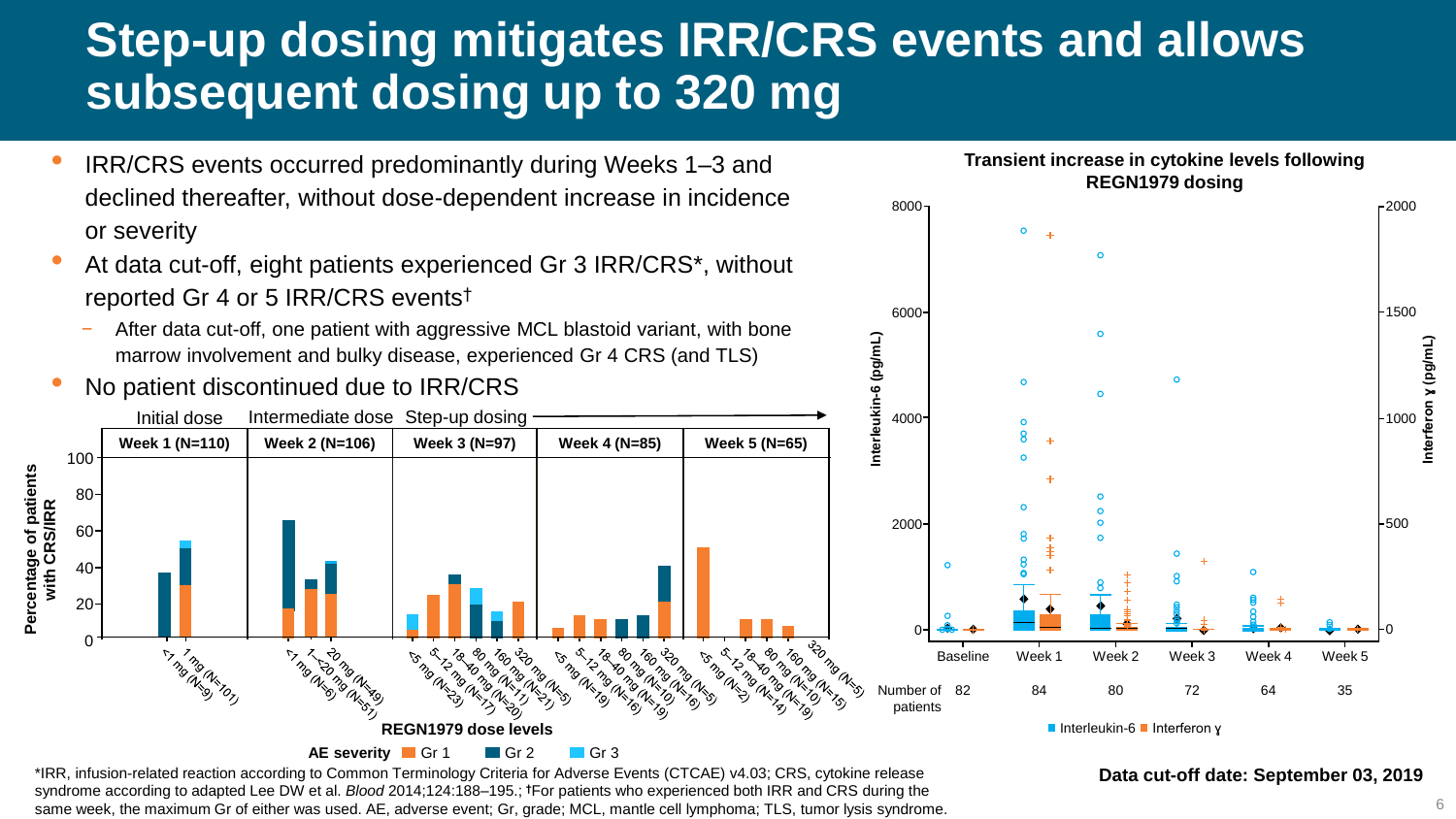# Step-up dosing mitigates IRR/CRS events and allows subsequent dosing up to 320 mg

- IRR/CRS events occurred predominantly during Weeks 1–3 and declined thereafter, without dose-dependent increase in incidence or severity
- At data cut-off, eight patients experienced Gr 3 IRR/CRS*, without reported Gr 4 or 5 IRR/CRS events†
  - After data cut-off, one patient with aggressive MCL blastoid variant, with bone marrow involvement and bulky disease, experienced Gr 4 CRS (and TLS)
- No patient discontinued due to IRR/CRS

Initial dose | Intermediate dose | Step-up dosing

| Week 1 (N=110) | Week 2 (N=106) | Week 3 (N=97) | Week 4 (N=85) | Week 5 (N=65) |
|---|---|---|---|---|
| <1 mg (N=9); 1 mg (N=101) | <1 mg (N=6); 1–<20 mg (N=51); 20 mg (N=49) | <5 mg (N=23); 5–12 mg (N=17); 18–40 mg (N=20); 80 mg (N=11); 160 mg (N=21); 320 mg (N=5) | <5 mg (N=19); 5–12 mg (N=16); 18–40 mg (N=19); 80 mg (N=10); 160 mg (N=16); 320 mg (N=5) | <5 mg (N=2); 5–12 mg (N=14); 18–40 mg (N=19); 80 mg (N=10); 160 mg (N=15); 320 mg (N=5) |

Percentage of patients with CRS/IRR

REGN1979 dose levels

AE severity: Gr 1, Gr 2, Gr 3

**Transient increase in cytokine levels following REGN1979 dosing**

| | Baseline | Week 1 | Week 2 | Week 3 | Week 4 | Week 5 |
|---|---|---|---|---|---|---|
| Number of patients | 82 | 84 | 80 | 72 | 64 | 35 |

Interleukin-6 (pg/mL); Interferon γ (pg/mL)

Interleukin-6 ■ Interferon γ

*IRR, infusion-related reaction according to Common Terminology Criteria for Adverse Events (CTCAE) v4.03; CRS, cytokine release syndrome according to adapted Lee DW et al. *Blood* 2014;124:188–195.; †For patients who experienced both IRR and CRS during the same week, the maximum Gr of either was used. AE, adverse event; Gr, grade; MCL, mantle cell lymphoma; TLS, tumor lysis syndrome.

**Data cut-off date: September 03, 2019**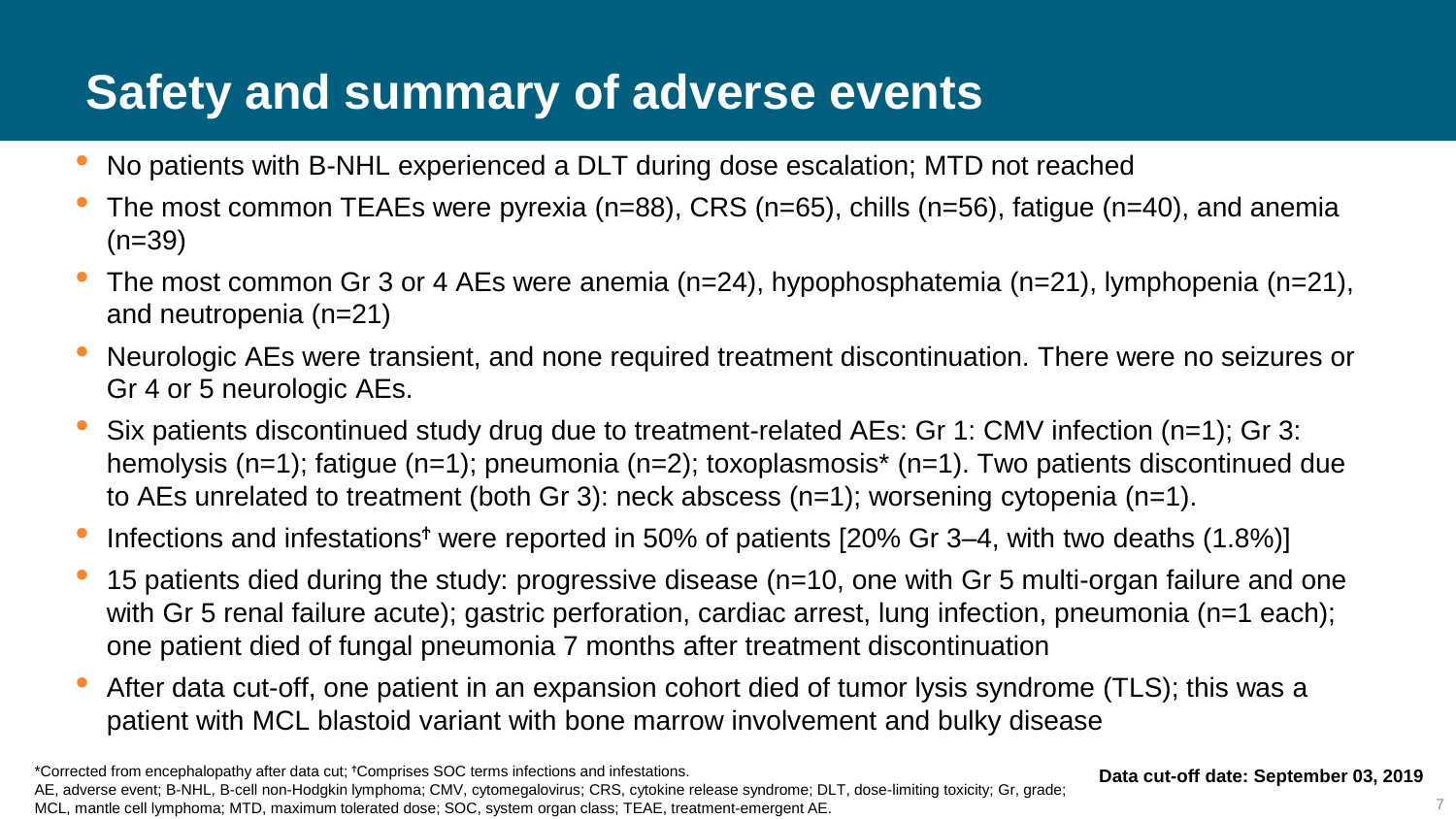# Safety and summary of adverse events

- No patients with B-NHL experienced a DLT during dose escalation; MTD not reached
- The most common TEAEs were pyrexia (n=88), CRS (n=65), chills (n=56), fatigue (n=40), and anemia (n=39)
- The most common Gr 3 or 4 AEs were anemia (n=24), hypophosphatemia (n=21), lymphopenia (n=21), and neutropenia (n=21)
- Neurologic AEs were transient, and none required treatment discontinuation. There were no seizures or Gr 4 or 5 neurologic AEs.
- Six patients discontinued study drug due to treatment-related AEs: Gr 1: CMV infection (n=1); Gr 3: hemolysis (n=1); fatigue (n=1); pneumonia (n=2); toxoplasmosis* (n=1). Two patients discontinued due to AEs unrelated to treatment (both Gr 3): neck abscess (n=1); worsening cytopenia (n=1).
- Infections and infestations† were reported in 50% of patients [20% Gr 3–4, with two deaths (1.8%)]
- 15 patients died during the study: progressive disease (n=10, one with Gr 5 multi-organ failure and one with Gr 5 renal failure acute); gastric perforation, cardiac arrest, lung infection, pneumonia (n=1 each); one patient died of fungal pneumonia 7 months after treatment discontinuation
- After data cut-off, one patient in an expansion cohort died of tumor lysis syndrome (TLS); this was a patient with MCL blastoid variant with bone marrow involvement and bulky disease

*Corrected from encephalopathy after data cut; †Comprises SOC terms infections and infestations.
AE, adverse event; B-NHL, B-cell non-Hodgkin lymphoma; CMV, cytomegalovirus; CRS, cytokine release syndrome; DLT, dose-limiting toxicity; Gr, grade; MCL, mantle cell lymphoma; MTD, maximum tolerated dose; SOC, system organ class; TEAE, treatment-emergent AE.

**Data cut-off date: September 03, 2019**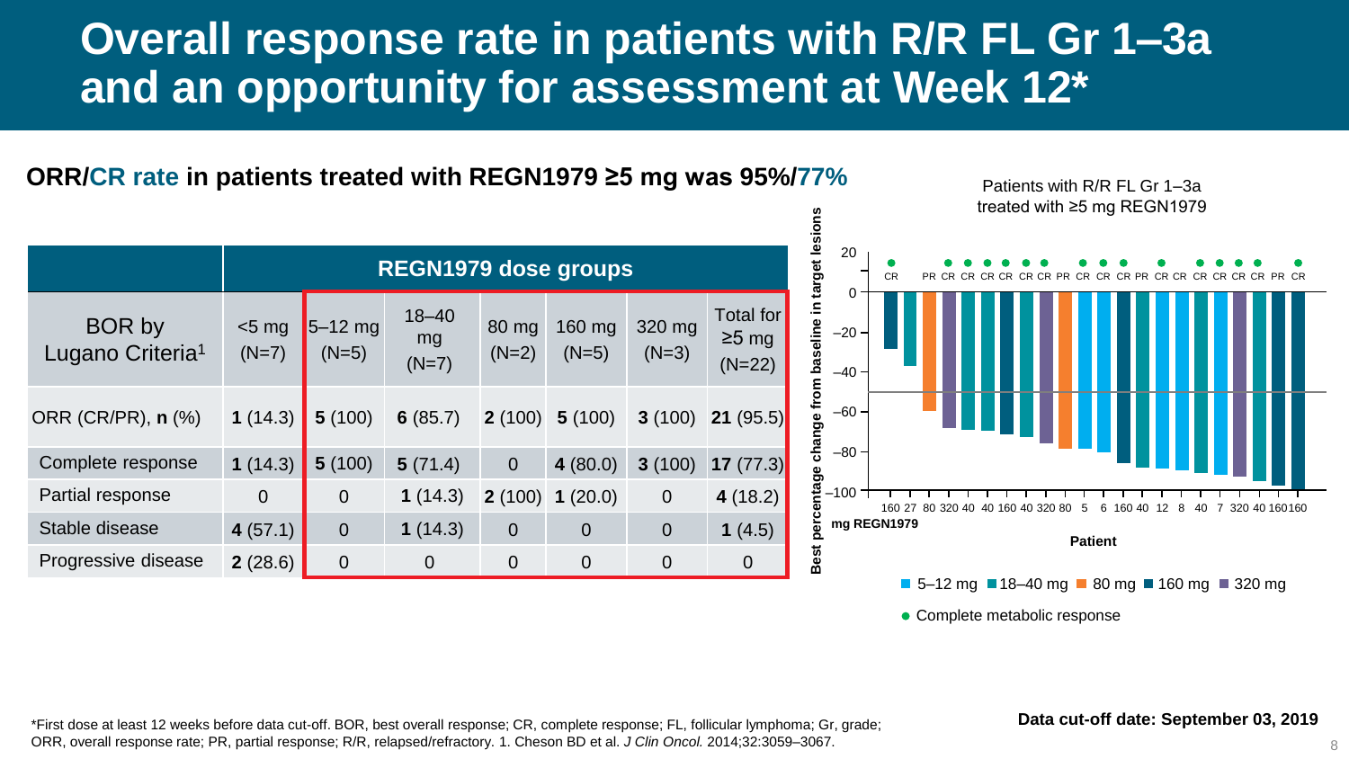# Overall response rate in patients with R/R FL Gr 1–3a and an opportunity for assessment at Week 12*

**ORR/CR rate in patients treated with REGN1979 ≥5 mg was 95%/77%**

| BOR by Lugano Criteria[1] | REGN1979 dose groups | | | | | | |
|---|---|---|---|---|---|---|---|
| | <5 mg (N=7) | 5–12 mg (N=5) | 18–40 mg (N=7) | 80 mg (N=2) | 160 mg (N=5) | 320 mg (N=3) | Total for ≥5 mg (N=22) |
| ORR (CR/PR), **n** (%) | **1** (14.3) | **5** (100) | **6** (85.7) | **2** (100) | **5** (100) | **3** (100) | **21** (95.5) |
| Complete response | **1** (14.3) | **5** (100) | **5** (71.4) | 0 | **4** (80.0) | **3** (100) | **17** (77.3) |
| Partial response | 0 | 0 | **1** (14.3) | **2** (100) | **1** (20.0) | 0 | **4** (18.2) |
| Stable disease | **4** (57.1) | 0 | **1** (14.3) | 0 | 0 | 0 | **1** (4.5) |
| Progressive disease | **2** (28.6) | 0 | 0 | 0 | 0 | 0 | 0 |

Patients with R/R FL Gr 1–3a treated with ≥5 mg REGN1979

Best percentage change from baseline in target lesions

CR PR CR CR CR CR CR CR PR CR CR CR PR CR CR CR CR CR CR CR PR CR

mg REGN1979: 160 27 80 320 40 40 160 40 320 80 5 6 160 40 12 8 40 7 320 40 160 160

Patient

5–12 mg | 18–40 mg | 80 mg | 160 mg | 320 mg

● Complete metabolic response

*First dose at least 12 weeks before data cut-off. BOR, best overall response; CR, complete response; FL, follicular lymphoma; Gr, grade; ORR, overall response rate; PR, partial response; R/R, relapsed/refractory. 1. Cheson BD et al. *J Clin Oncol.* 2014;32:3059–3067.

**Data cut-off date: September 03, 2019**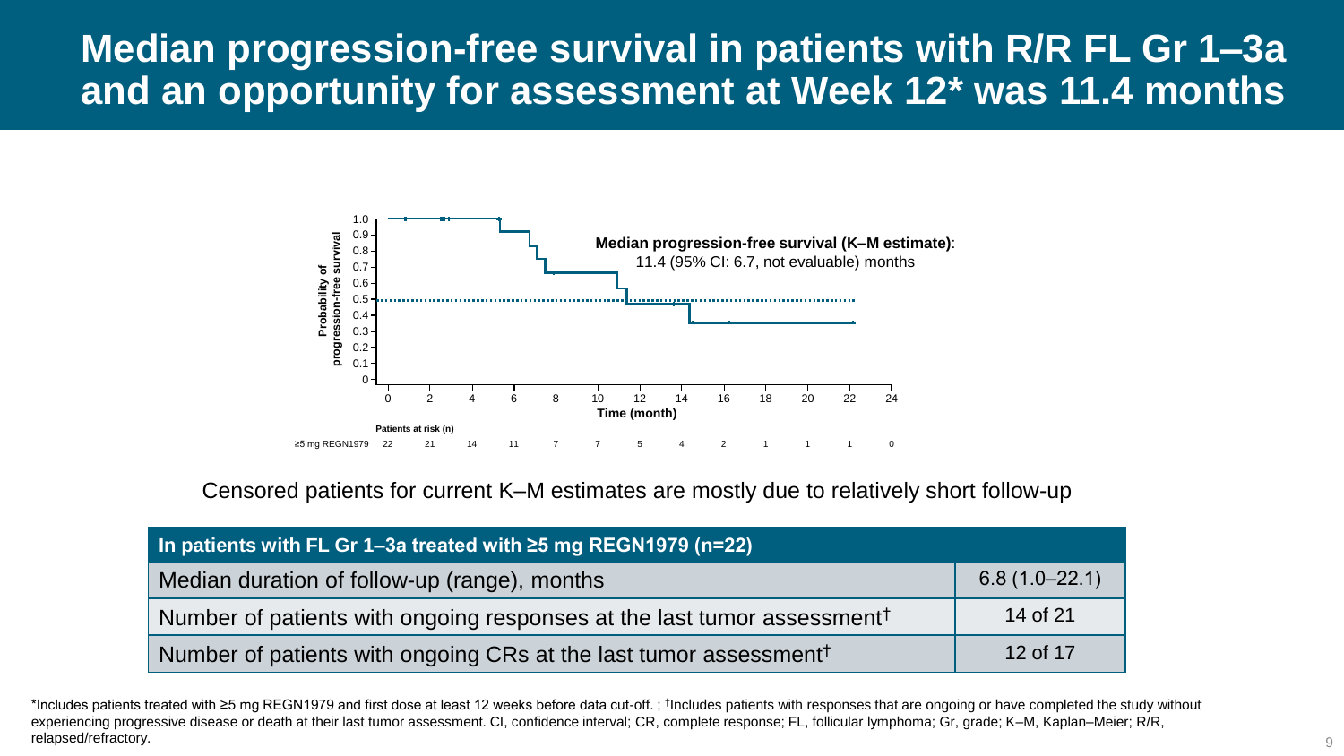# Median progression-free survival in patients with R/R FL Gr 1–3a and an opportunity for assessment at Week 12* was 11.4 months

**Median progression-free survival (K–M estimate)**: 11.4 (95% CI: 6.7, not evaluable) months

Probability of progression-free survival

Time (month)

Patients at risk (n)

| | 0 | 2 | 4 | 6 | 8 | 10 | 12 | 14 | 16 | 18 | 20 | 22 | 24 |
|---|---|---|---|---|---|---|---|---|---|---|---|---|---|
| ≥5 mg REGN1979 | 22 | 21 | 14 | 11 | 7 | 7 | 5 | 4 | 2 | 1 | 1 | 1 | 0 |

Censored patients for current K–M estimates are mostly due to relatively short follow-up

| In patients with FL Gr 1–3a treated with ≥5 mg REGN1979 (n=22) | |
|---|---|
| Median duration of follow-up (range), months | 6.8 (1.0–22.1) |
| Number of patients with ongoing responses at the last tumor assessment† | 14 of 21 |
| Number of patients with ongoing CRs at the last tumor assessment† | 12 of 17 |

*Includes patients treated with ≥5 mg REGN1979 and first dose at least 12 weeks before data cut-off. ; †Includes patients with responses that are ongoing or have completed the study without experiencing progressive disease or death at their last tumor assessment. CI, confidence interval; CR, complete response; FL, follicular lymphoma; Gr, grade; K–M, Kaplan–Meier; R/R, relapsed/refractory.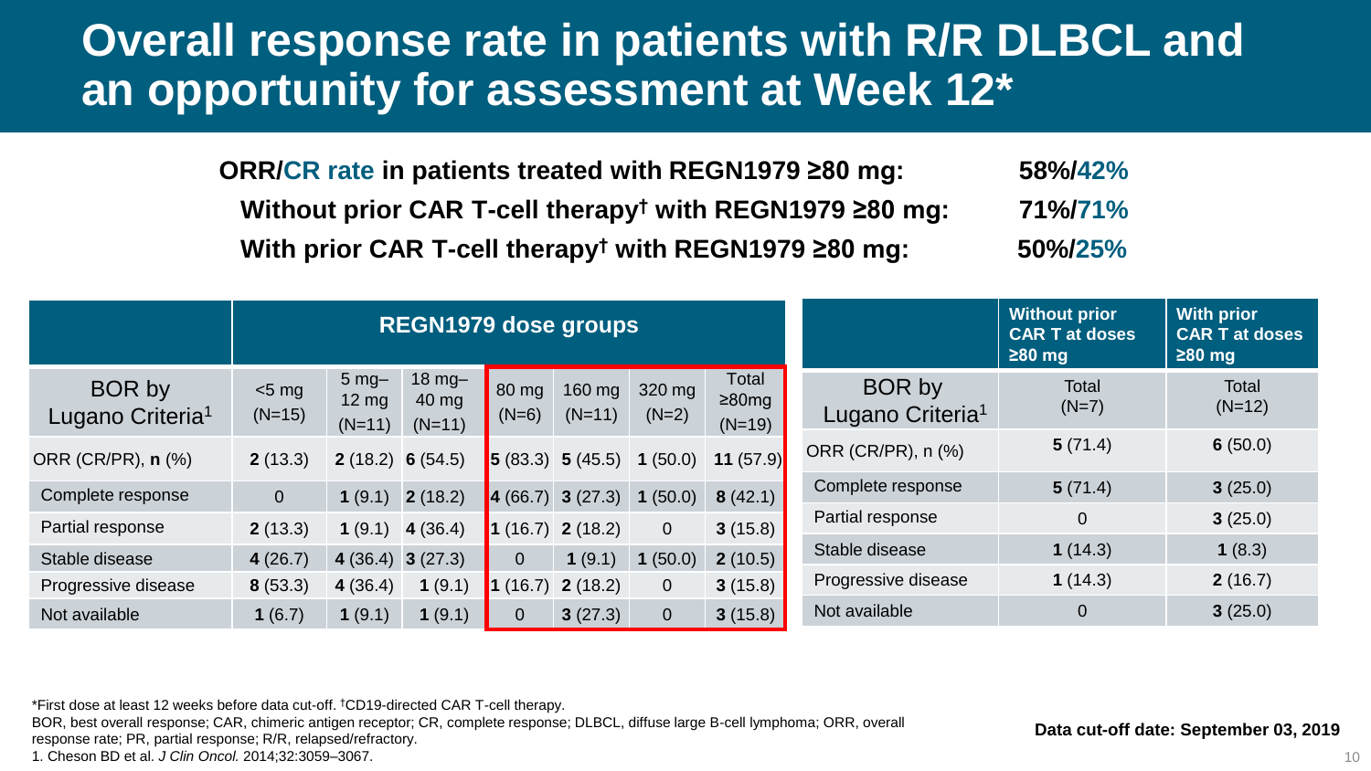# Overall response rate in patients with R/R DLBCL and an opportunity for assessment at Week 12*

**ORR/CR rate in patients treated with REGN1979 ≥80 mg: 58%/42%**

**Without prior CAR T-cell therapy† with REGN1979 ≥80 mg: 71%/71%**

**With prior CAR T-cell therapy† with REGN1979 ≥80 mg: 50%/25%**

| BOR by Lugano Criteria[1] | REGN1979 dose groups | | | | | | |
|---|---|---|---|---|---|---|---|
| | <5 mg (N=15) | 5 mg–12 mg (N=11) | 18 mg–40 mg (N=11) | 80 mg (N=6) | 160 mg (N=11) | 320 mg (N=2) | Total ≥80mg (N=19) |
| ORR (CR/PR), **n** (%) | **2** (13.3) | **2** (18.2) | **6** (54.5) | **5** (83.3) | **5** (45.5) | **1** (50.0) | **11** (57.9) |
| Complete response | 0 | **1** (9.1) | **2** (18.2) | **4** (66.7) | **3** (27.3) | **1** (50.0) | **8** (42.1) |
| Partial response | **2** (13.3) | **1** (9.1) | **4** (36.4) | **1** (16.7) | **2** (18.2) | 0 | **3** (15.8) |
| Stable disease | **4** (26.7) | **4** (36.4) | **3** (27.3) | 0 | **1** (9.1) | **1** (50.0) | **2** (10.5) |
| Progressive disease | **8** (53.3) | **4** (36.4) | **1** (9.1) | **1** (16.7) | **2** (18.2) | 0 | **3** (15.8) |
| Not available | **1** (6.7) | **1** (9.1) | **1** (9.1) | 0 | **3** (27.3) | 0 | **3** (15.8) |

| BOR by Lugano Criteria[1] | Without prior CAR T at doses ≥80 mg Total (N=7) | With prior CAR T at doses ≥80 mg Total (N=12) |
|---|---|---|
| ORR (CR/PR), n (%) | **5** (71.4) | **6** (50.0) |
| Complete response | **5** (71.4) | **3** (25.0) |
| Partial response | 0 | **3** (25.0) |
| Stable disease | **1** (14.3) | **1** (8.3) |
| Progressive disease | **1** (14.3) | **2** (16.7) |
| Not available | 0 | **3** (25.0) |

*First dose at least 12 weeks before data cut-off. †CD19-directed CAR T-cell therapy.

BOR, best overall response; CAR, chimeric antigen receptor; CR, complete response; DLBCL, diffuse large B-cell lymphoma; ORR, overall response rate; PR, partial response; R/R, relapsed/refractory.

1. Cheson BD et al. *J Clin Oncol.* 2014;32:3059–3067.

**Data cut-off date: September 03, 2019**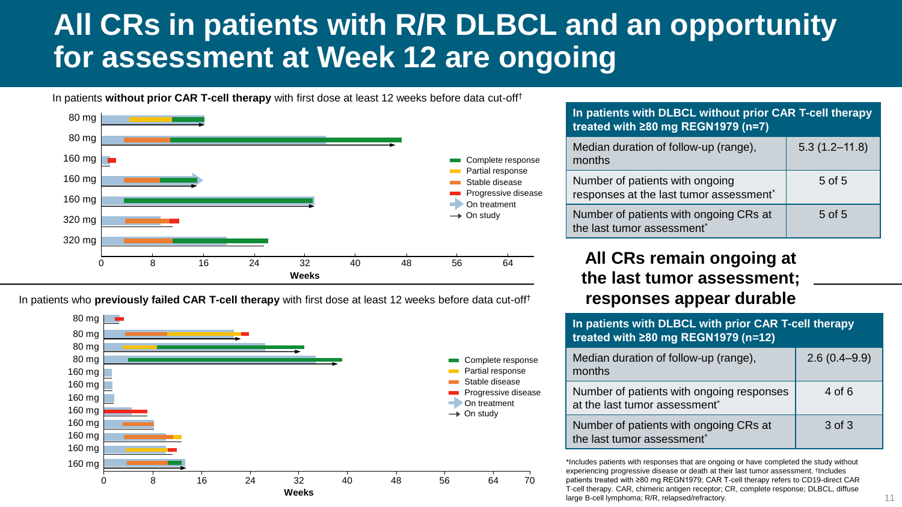# All CRs in patients with R/R DLBCL and an opportunity for assessment at Week 12 are ongoing

In patients **without prior CAR T-cell therapy** with first dose at least 12 weeks before data cut-off[†]

80 mg
80 mg
160 mg
160 mg
160 mg
320 mg
320 mg

0 8 16 24 32 40 48 56 64
**Weeks**

Complete response
Partial response
Stable disease
Progressive disease
On treatment
On study

In patients who **previously failed CAR T-cell therapy** with first dose at least 12 weeks before data cut-off[†]

80 mg
80 mg
80 mg
80 mg
160 mg
160 mg
160 mg
160 mg
160 mg
160 mg
160 mg
160 mg

0 8 16 24 32 40 48 56 64 70
**Weeks**

Complete response
Partial response
Stable disease
Progressive disease
On treatment
On study

| In patients with DLBCL without prior CAR T-cell therapy treated with ≥80 mg REGN1979 (n=7) | |
|---|---|
| Median duration of follow-up (range), months | 5.3 (1.2–11.8) |
| Number of patients with ongoing responses at the last tumor assessment* | 5 of 5 |
| Number of patients with ongoing CRs at the last tumor assessment* | 5 of 5 |

**All CRs remain ongoing at the last tumor assessment; responses appear durable**

| In patients with DLBCL with prior CAR T-cell therapy treated with ≥80 mg REGN1979 (n=12) | |
|---|---|
| Median duration of follow-up (range), months | 2.6 (0.4–9.9) |
| Number of patients with ongoing responses at the last tumor assessment* | 4 of 6 |
| Number of patients with ongoing CRs at the last tumor assessment* | 3 of 3 |

*Includes patients with responses that are ongoing or have completed the study without experiencing progressive disease or death at their last tumor assessment. [†]Includes patients treated with ≥80 mg REGN1979; CAR T-cell therapy refers to CD19-direct CAR T-cell therapy. CAR, chimeric antigen receptor; CR, complete response; DLBCL, diffuse large B-cell lymphoma; R/R, relapsed/refractory.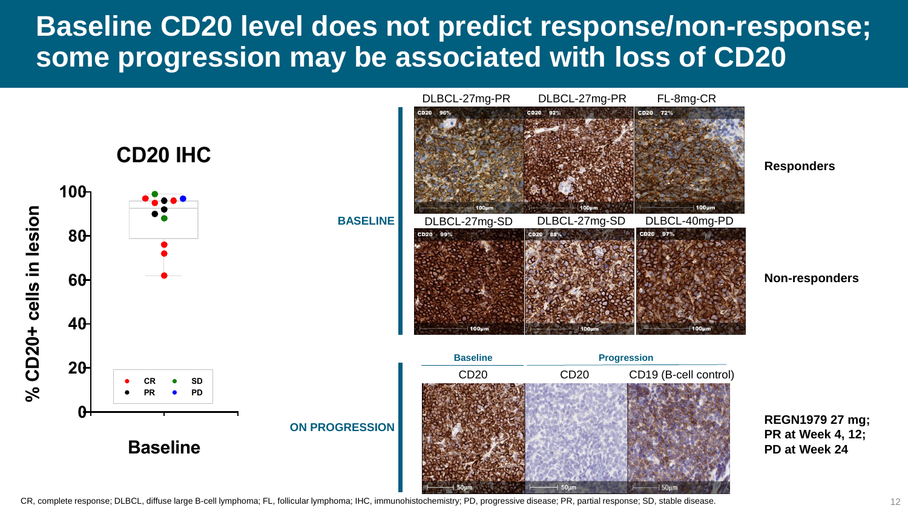# Baseline CD20 level does not predict response/non-response; some progression may be associated with loss of CD20

**CD20 IHC**

% CD20+ cells in lesion

100, 80, 60, 40, 20, 0

Baseline

CR SD PR PD

**BASELINE**

| DLBCL-27mg-PR | DLBCL-27mg-PR | FL-8mg-CR | |
|---|---|---|---|
| CD20 96% | CD20 92% | CD20 72% | **Responders** |

| DLBCL-27mg-SD | DLBCL-27mg-SD | DLBCL-40mg-PD | |
|---|---|---|---|
| CD20 99% | CD20 88% | CD20 97% | **Non-responders** |

**ON PROGRESSION**

| Baseline | Progression | | |
|---|---|---|---|
| CD20 | CD20 | CD19 (B-cell control) | **REGN1979 27 mg; PR at Week 4, 12; PD at Week 24** |

CR, complete response; DLBCL, diffuse large B-cell lymphoma; FL, follicular lymphoma; IHC, immunohistochemistry; PD, progressive disease; PR, partial response; SD, stable disease.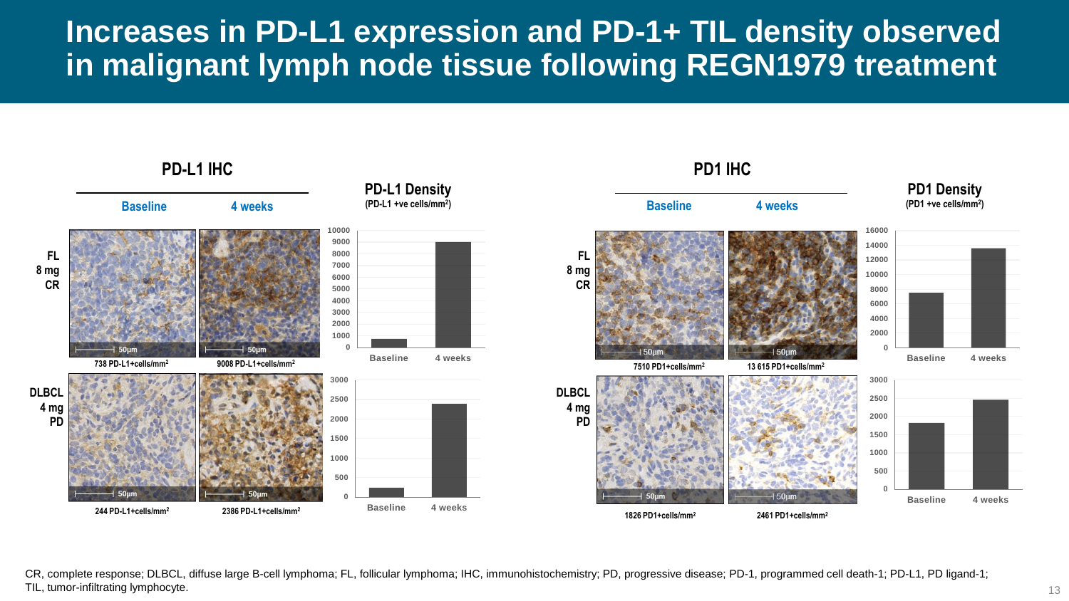# Increases in PD-L1 expression and PD-1+ TIL density observed in malignant lymph node tissue following REGN1979 treatment

## PD-L1 IHC

| | Baseline | 4 weeks |
|---|---|---|
| FL 8 mg CR | 738 PD-L1+cells/mm$^2$ | 9008 PD-L1+cells/mm$^2$ |
| DLBCL 4 mg PD | 244 PD-L1+cells/mm$^2$ | 2386 PD-L1+cells/mm$^2$ |

**PD-L1 Density** (PD-L1 +ve cells/mm$^2$)

## PD1 IHC

| | Baseline | 4 weeks |
|---|---|---|
| FL 8 mg CR | 7510 PD1+cells/mm$^2$ | 13 615 PD1+cells/mm$^2$ |
| DLBCL 4 mg PD | 1826 PD1+cells/mm$^2$ | 2461 PD1+cells/mm$^2$ |

**PD1 Density** (PD1 +ve cells/mm$^2$)

CR, complete response; DLBCL, diffuse large B-cell lymphoma; FL, follicular lymphoma; IHC, immunohistochemistry; PD, progressive disease; PD-1, programmed cell death-1; PD-L1, PD ligand-1; TIL, tumor-infiltrating lymphocyte.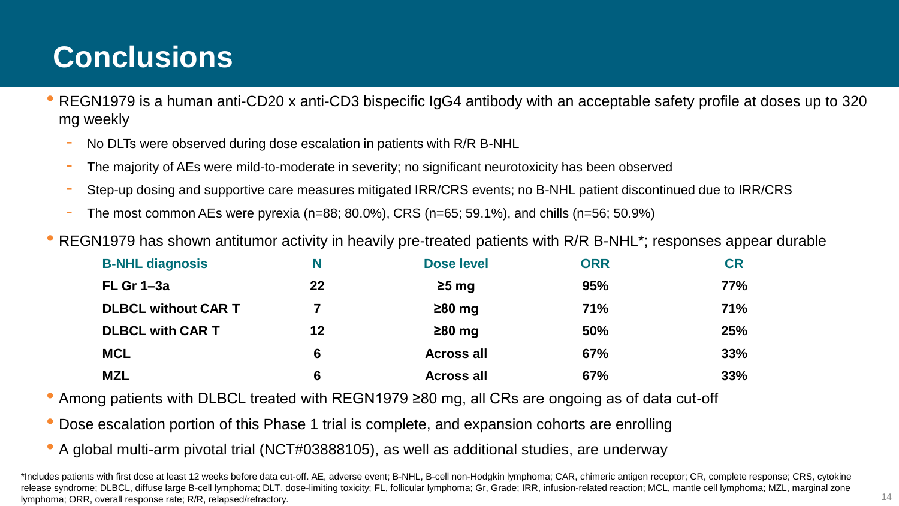# Conclusions

- REGN1979 is a human anti-CD20 x anti-CD3 bispecific IgG4 antibody with an acceptable safety profile at doses up to 320 mg weekly
  - No DLTs were observed during dose escalation in patients with R/R B-NHL
  - The majority of AEs were mild-to-moderate in severity; no significant neurotoxicity has been observed
  - Step-up dosing and supportive care measures mitigated IRR/CRS events; no B-NHL patient discontinued due to IRR/CRS
  - The most common AEs were pyrexia (n=88; 80.0%), CRS (n=65; 59.1%), and chills (n=56; 50.9%)
- REGN1979 has shown antitumor activity in heavily pre-treated patients with R/R B-NHL*; responses appear durable

| B-NHL diagnosis | N | Dose level | ORR | CR |
|---|---|---|---|---|
| **FL Gr 1–3a** | **22** | **≥5 mg** | **95%** | **77%** |
| **DLBCL without CAR T** | **7** | **≥80 mg** | **71%** | **71%** |
| **DLBCL with CAR T** | **12** | **≥80 mg** | **50%** | **25%** |
| **MCL** | **6** | **Across all** | **67%** | **33%** |
| **MZL** | **6** | **Across all** | **67%** | **33%** |

- Among patients with DLBCL treated with REGN1979 ≥80 mg, all CRs are ongoing as of data cut-off
- Dose escalation portion of this Phase 1 trial is complete, and expansion cohorts are enrolling
- A global multi-arm pivotal trial (NCT#03888105), as well as additional studies, are underway

*Includes patients with first dose at least 12 weeks before data cut-off. AE, adverse event; B-NHL, B-cell non-Hodgkin lymphoma; CAR, chimeric antigen receptor; CR, complete response; CRS, cytokine release syndrome; DLBCL, diffuse large B-cell lymphoma; DLT, dose-limiting toxicity; FL, follicular lymphoma; Gr, Grade; IRR, infusion-related reaction; MCL, mantle cell lymphoma; MZL, marginal zone lymphoma; ORR, overall response rate; R/R, relapsed/refractory.